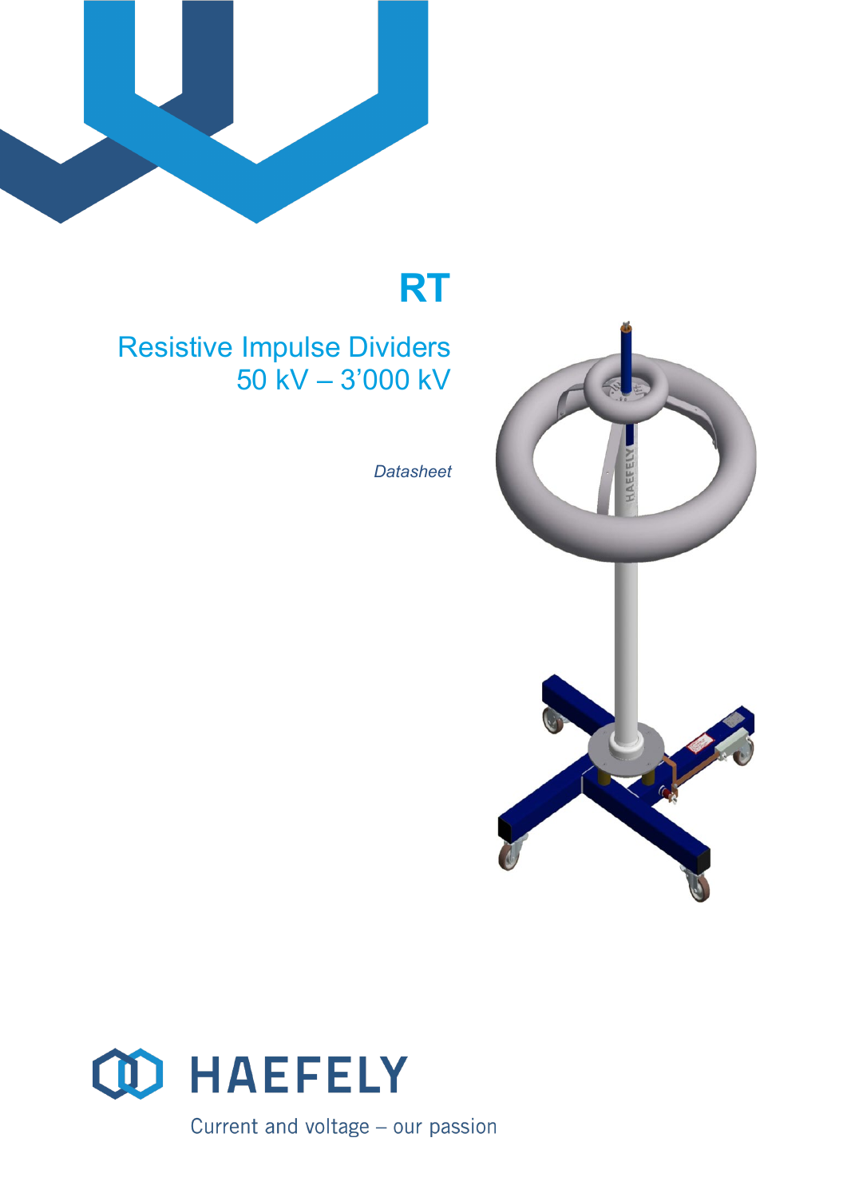# RT

## Resistive Impulse Dividers
## 50 kV – 3’000 kV

*Datasheet*

HAEFELY

Current and voltage – our passion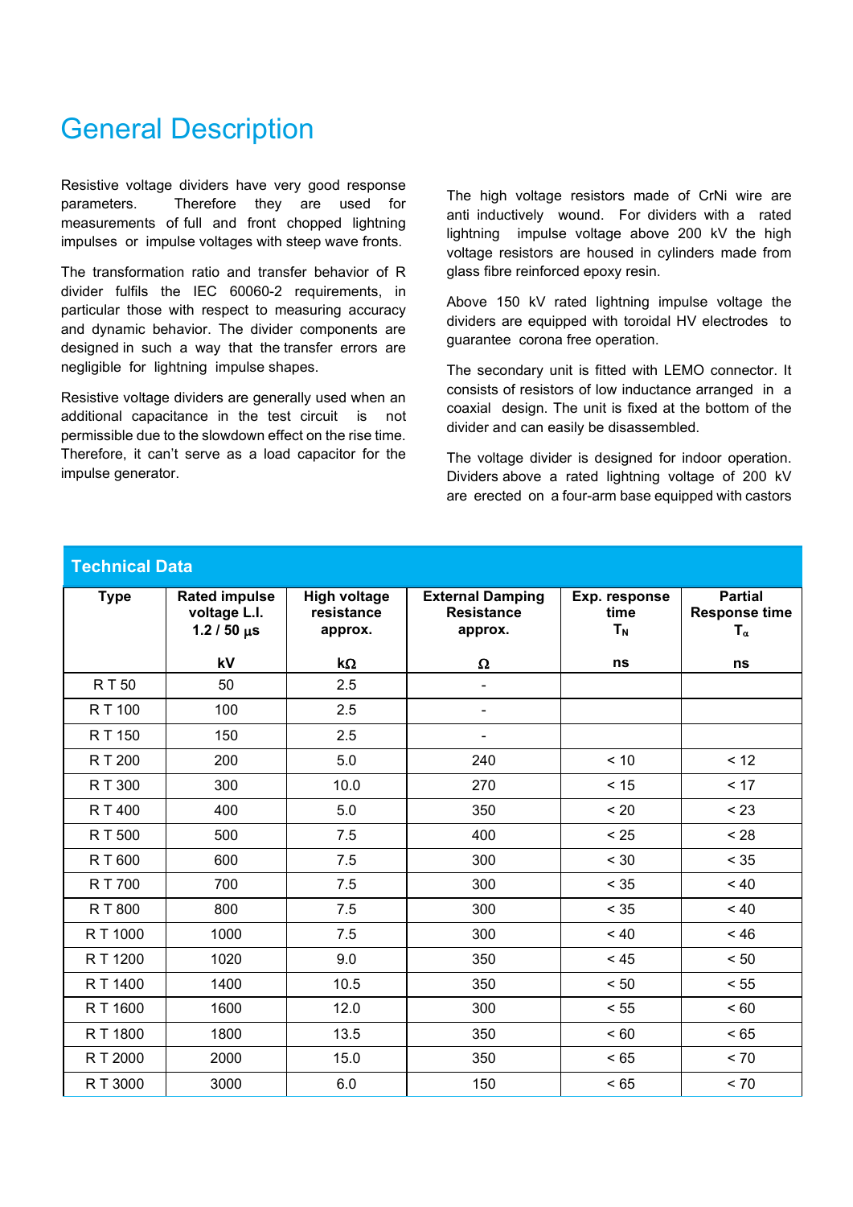# General Description

Resistive voltage dividers have very good response parameters. Therefore they are used for measurements of full and front chopped lightning impulses or impulse voltages with steep wave fronts.

The transformation ratio and transfer behavior of R divider fulfils the IEC 60060-2 requirements, in particular those with respect to measuring accuracy and dynamic behavior. The divider components are designed in such a way that the transfer errors are negligible for lightning impulse shapes.

Resistive voltage dividers are generally used when an additional capacitance in the test circuit is not permissible due to the slowdown effect on the rise time. Therefore, it can't serve as a load capacitor for the impulse generator.

The high voltage resistors made of CrNi wire are anti inductively wound. For dividers with a rated lightning impulse voltage above 200 kV the high voltage resistors are housed in cylinders made from glass fibre reinforced epoxy resin.

Above 150 kV rated lightning impulse voltage the dividers are equipped with toroidal HV electrodes to guarantee corona free operation.

The secondary unit is fitted with LEMO connector. It consists of resistors of low inductance arranged in a coaxial design. The unit is fixed at the bottom of the divider and can easily be disassembled.

The voltage divider is designed for indoor operation. Dividers above a rated lightning voltage of 200 kV are erected on a four-arm base equipped with castors

## Technical Data

| Type | Rated impulse voltage L.I. 1.2 / 50 µs | High voltage resistance approx. | External Damping Resistance approx. | Exp. response time $T_N$ | Partial Response time $T_\alpha$ |
|---|---|---|---|---|---|
| | kV | kΩ | Ω | ns | ns |
| R T 50 | 50 | 2.5 | - | | |
| R T 100 | 100 | 2.5 | - | | |
| R T 150 | 150 | 2.5 | - | | |
| R T 200 | 200 | 5.0 | 240 | < 10 | < 12 |
| R T 300 | 300 | 10.0 | 270 | < 15 | < 17 |
| R T 400 | 400 | 5.0 | 350 | < 20 | < 23 |
| R T 500 | 500 | 7.5 | 400 | < 25 | < 28 |
| R T 600 | 600 | 7.5 | 300 | < 30 | < 35 |
| R T 700 | 700 | 7.5 | 300 | < 35 | < 40 |
| R T 800 | 800 | 7.5 | 300 | < 35 | < 40 |
| R T 1000 | 1000 | 7.5 | 300 | < 40 | < 46 |
| R T 1200 | 1020 | 9.0 | 350 | < 45 | < 50 |
| R T 1400 | 1400 | 10.5 | 350 | < 50 | < 55 |
| R T 1600 | 1600 | 12.0 | 300 | < 55 | < 60 |
| R T 1800 | 1800 | 13.5 | 350 | < 60 | < 65 |
| R T 2000 | 2000 | 15.0 | 350 | < 65 | < 70 |
| R T 3000 | 3000 | 6.0 | 150 | < 65 | < 70 |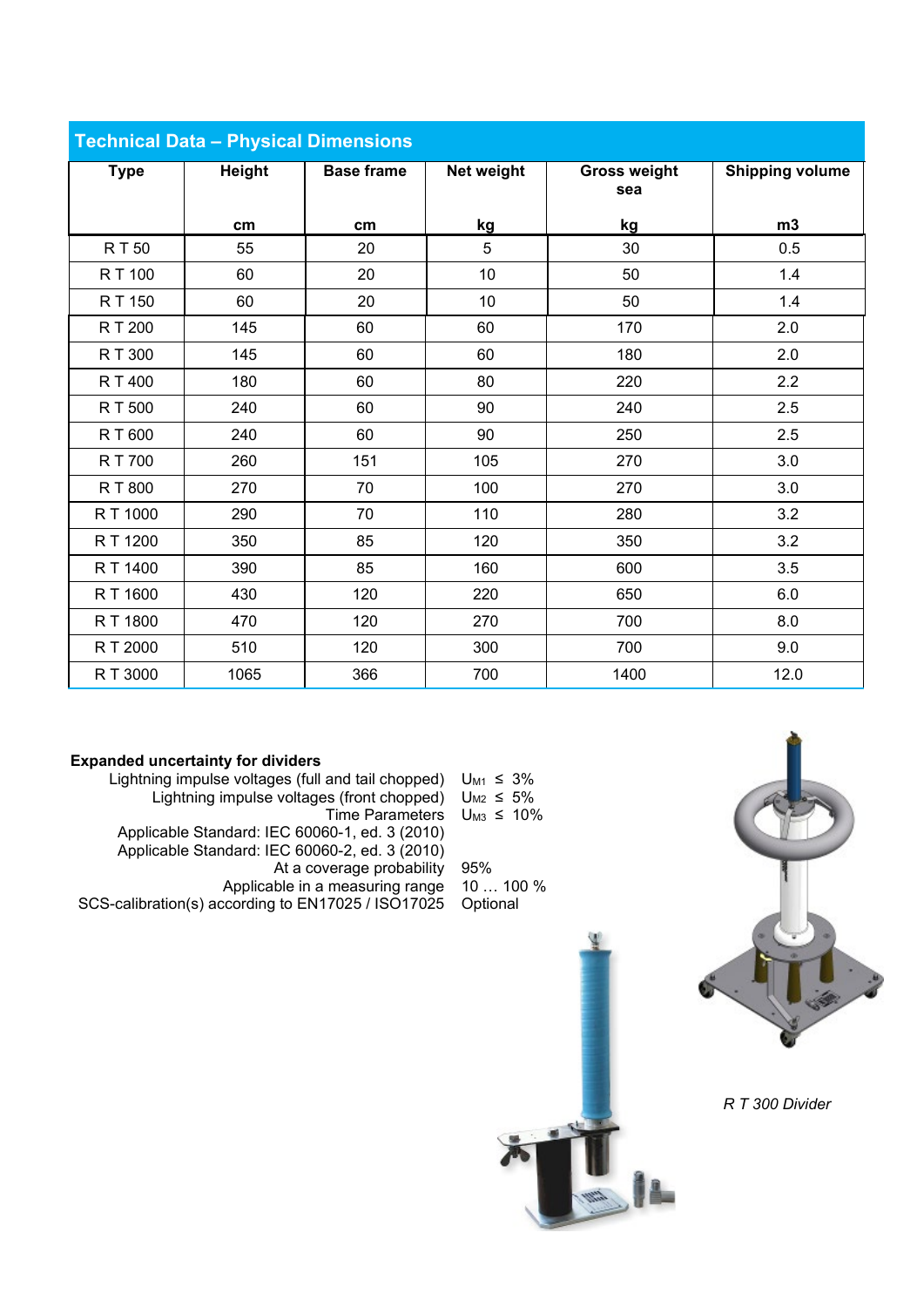## Technical Data – Physical Dimensions

| Type | Height<br>cm | Base frame<br>cm | Net weight<br>kg | Gross weight sea<br>kg | Shipping volume<br>m3 |
|---|---|---|---|---|---|
| R T 50 | 55 | 20 | 5 | 30 | 0.5 |
| R T 100 | 60 | 20 | 10 | 50 | 1.4 |
| R T 150 | 60 | 20 | 10 | 50 | 1.4 |
| R T 200 | 145 | 60 | 60 | 170 | 2.0 |
| R T 300 | 145 | 60 | 60 | 180 | 2.0 |
| R T 400 | 180 | 60 | 80 | 220 | 2.2 |
| R T 500 | 240 | 60 | 90 | 240 | 2.5 |
| R T 600 | 240 | 60 | 90 | 250 | 2.5 |
| R T 700 | 260 | 151 | 105 | 270 | 3.0 |
| R T 800 | 270 | 70 | 100 | 270 | 3.0 |
| R T 1000 | 290 | 70 | 110 | 280 | 3.2 |
| R T 1200 | 350 | 85 | 120 | 350 | 3.2 |
| R T 1400 | 390 | 85 | 160 | 600 | 3.5 |
| R T 1600 | 430 | 120 | 220 | 650 | 6.0 |
| R T 1800 | 470 | 120 | 270 | 700 | 8.0 |
| R T 2000 | 510 | 120 | 300 | 700 | 9.0 |
| R T 3000 | 1065 | 366 | 700 | 1400 | 12.0 |

**Expanded uncertainty for dividers**

| | |
|---|---|
| Lightning impulse voltages (full and tail chopped) | $U_{M1} \leq 3\%$ |
| Lightning impulse voltages (front chopped) | $U_{M2} \leq 5\%$ |
| Time Parameters | $U_{M3} \leq 10\%$ |
| Applicable Standard: IEC 60060-1, ed. 3 (2010) | |
| Applicable Standard: IEC 60060-2, ed. 3 (2010) | |
| At a coverage probability | 95% |
| Applicable in a measuring range | 10 … 100 % |
| SCS-calibration(s) according to EN17025 / ISO17025 | Optional |

*R T 300 Divider*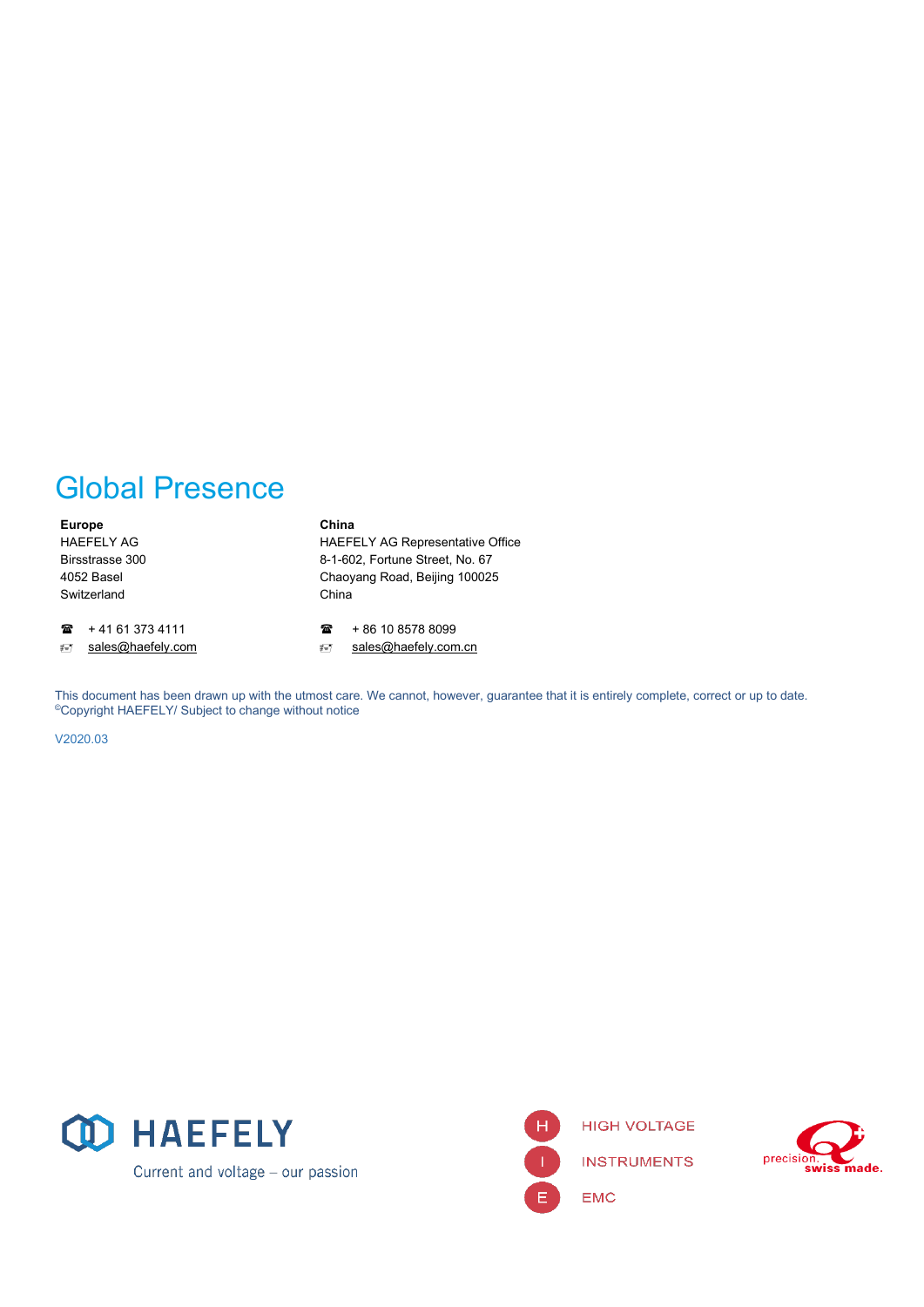# Global Presence

**Europe**
HAEFELY AG
Birsstrasse 300
4052 Basel
Switzerland

☎ + 41 61 373 4111
sales@haefely.com

**China**
HAEFELY AG Representative Office
8-1-602, Fortune Street, No. 67
Chaoyang Road, Beijing 100025
China

☎ + 86 10 8578 8099
sales@haefely.com.cn

This document has been drawn up with the utmost care. We cannot, however, guarantee that it is entirely complete, correct or up to date.
©Copyright HAEFELY/ Subject to change without notice

V2020.03

HAEFELY
Current and voltage – our passion

H HIGH VOLTAGE
I INSTRUMENTS
E EMC

precision. swiss made.